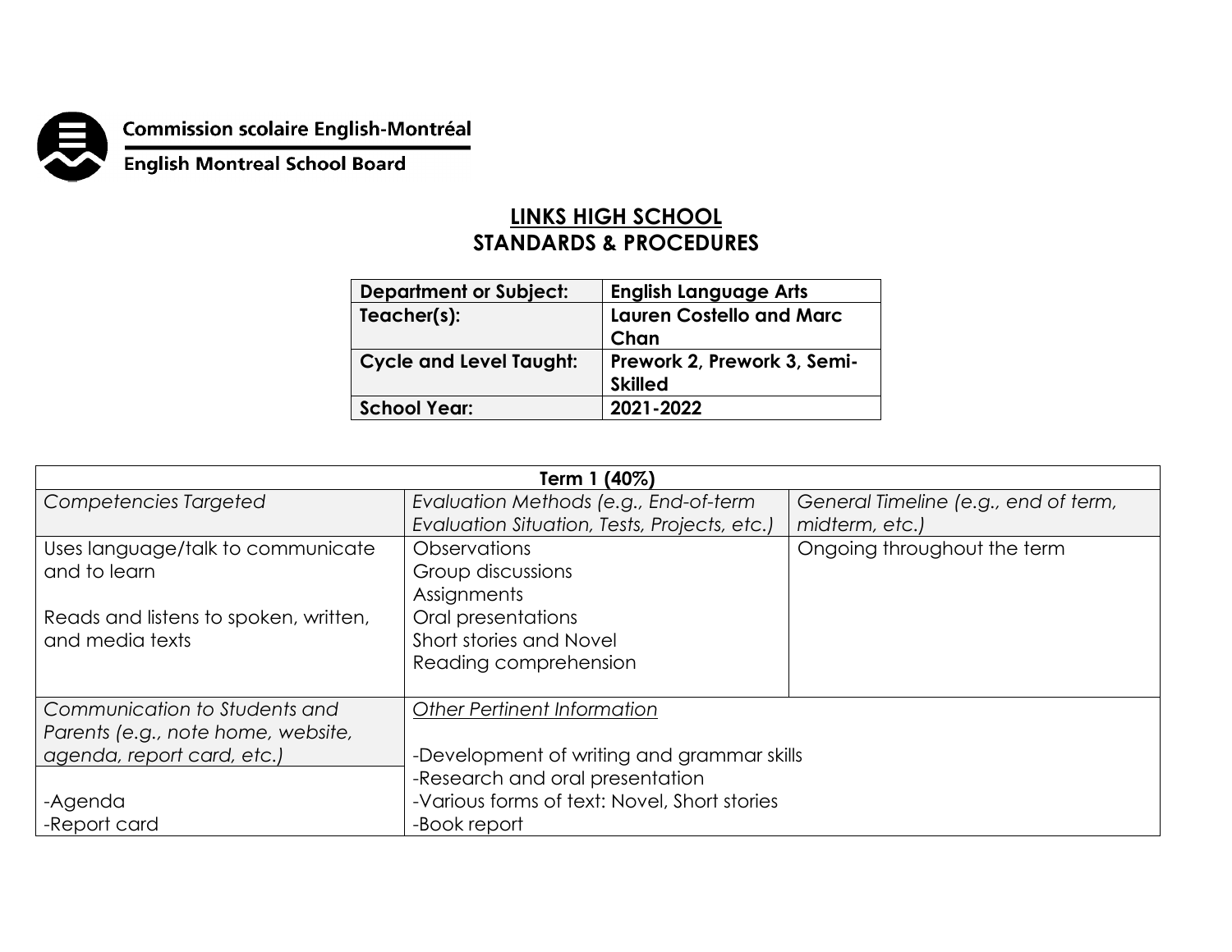Commission scolaire English-Montréal

English Montreal School Board

# LINKS HIGH SCHOOL
# STANDARDS & PROCEDURES

| | |
|---|---|
| **Department or Subject:** | **English Language Arts** |
| **Teacher(s):** | **Lauren Costello and Marc Chan** |
| **Cycle and Level Taught:** | **Prework 2, Prework 3, Semi-Skilled** |
| **School Year:** | **2021-2022** |

| **Term 1 (40%)** | | |
|---|---|---|
| *Competencies Targeted* | *Evaluation Methods (e.g., End-of-term Evaluation Situation, Tests, Projects, etc.)* | *General Timeline (e.g., end of term, midterm, etc.)* |
| Uses language/talk to communicate and to learn<br><br>Reads and listens to spoken, written, and media texts | Observations<br>Group discussions<br>Assignments<br>Oral presentations<br>Short stories and Novel<br>Reading comprehension | Ongoing throughout the term |
| *Communication to Students and Parents (e.g., note home, website, agenda, report card, etc.)* | *Other Pertinent Information* | |
| -Agenda<br>-Report card | -Development of writing and grammar skills<br>-Research and oral presentation<br>-Various forms of text: Novel, Short stories<br>-Book report | |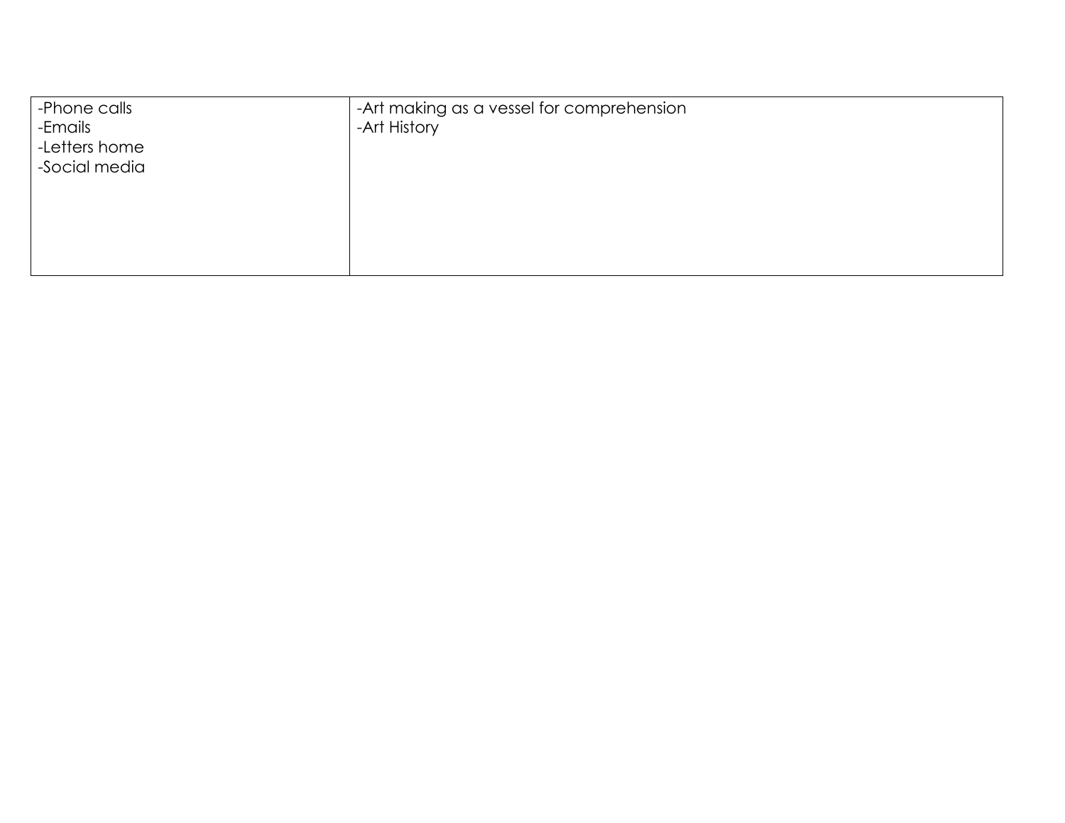| | |
|---|---|
| -Phone calls<br>-Emails<br>-Letters home<br>-Social media | -Art making as a vessel for comprehension<br>-Art History |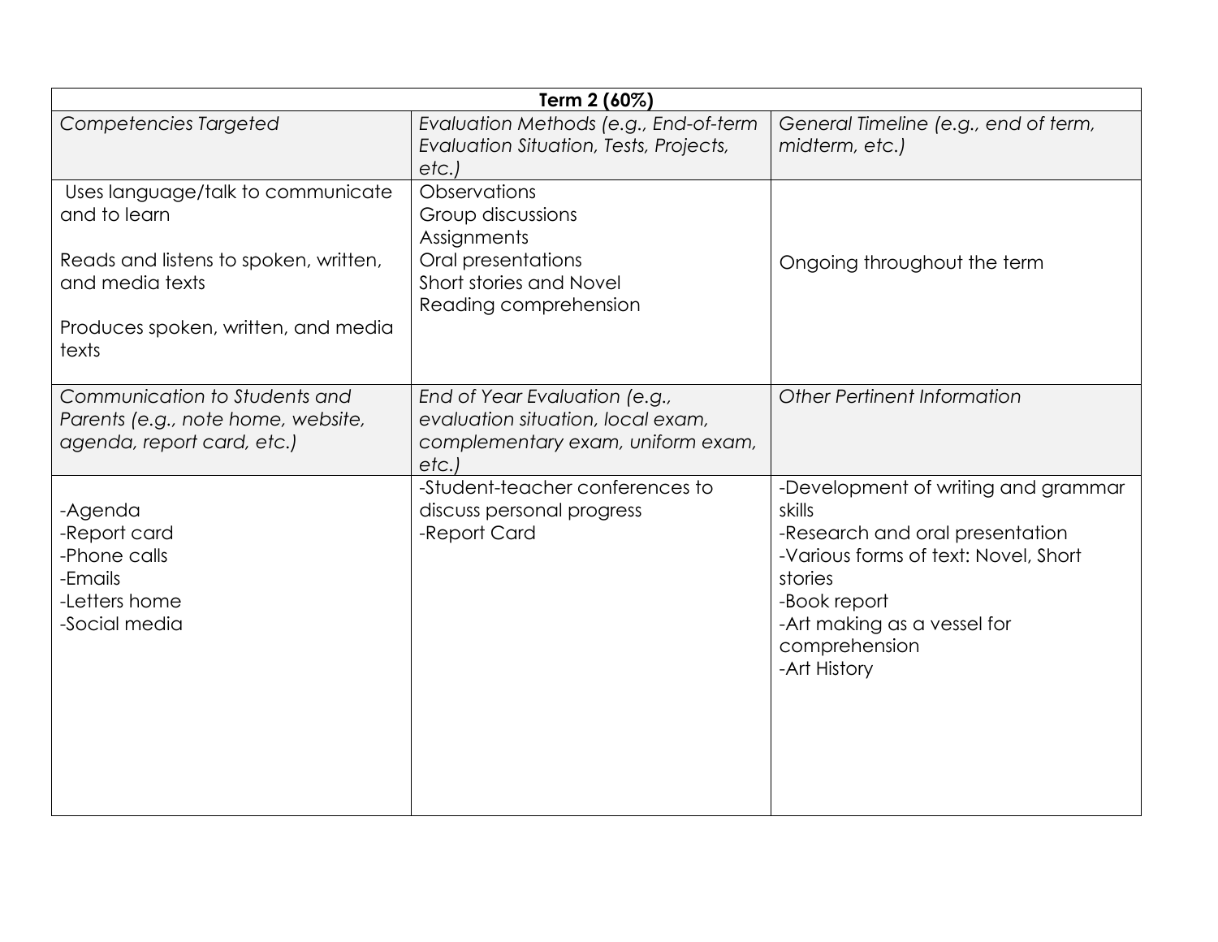| Term 2 (60%) | | |
|---|---|---|
| *Competencies Targeted* | *Evaluation Methods (e.g., End-of-term Evaluation Situation, Tests, Projects, etc.)* | *General Timeline (e.g., end of term, midterm, etc.)* |
| Uses language/talk to communicate and to learn<br><br>Reads and listens to spoken, written, and media texts<br><br>Produces spoken, written, and media texts | Observations<br>Group discussions<br>Assignments<br>Oral presentations<br>Short stories and Novel<br>Reading comprehension | Ongoing throughout the term |
| *Communication to Students and Parents (e.g., note home, website, agenda, report card, etc.)* | *End of Year Evaluation (e.g., evaluation situation, local exam, complementary exam, uniform exam, etc.)* | *Other Pertinent Information* |
| -Agenda<br>-Report card<br>-Phone calls<br>-Emails<br>-Letters home<br>-Social media | -Student-teacher conferences to discuss personal progress<br>-Report Card | -Development of writing and grammar skills<br>-Research and oral presentation<br>-Various forms of text: Novel, Short stories<br>-Book report<br>-Art making as a vessel for comprehension<br>-Art History |